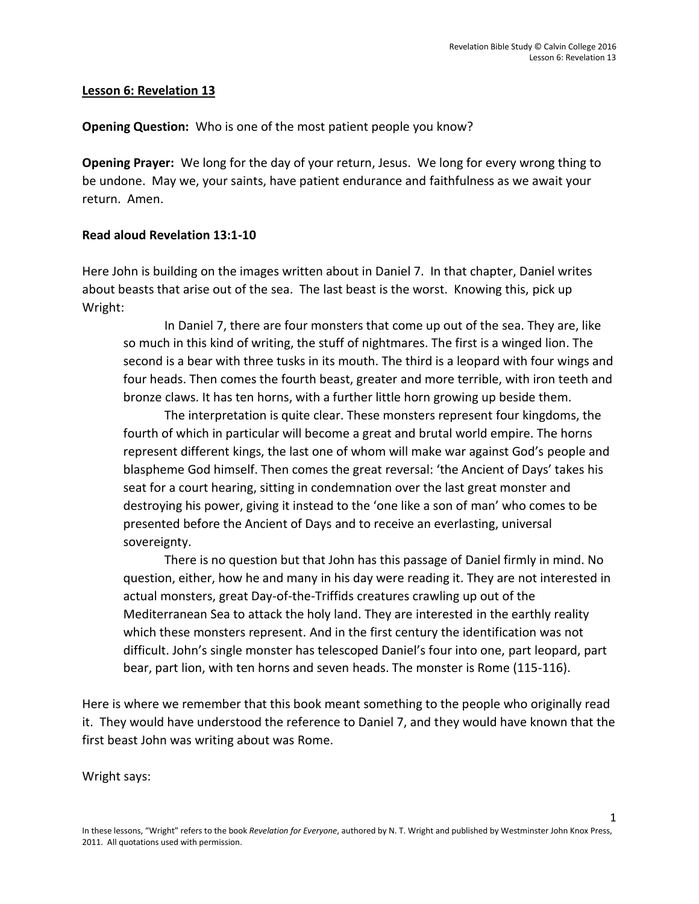**Lesson 6: Revelation 13**

**Opening Question:** Who is one of the most patient people you know?

**Opening Prayer:** We long for the day of your return, Jesus. We long for every wrong thing to be undone. May we, your saints, have patient endurance and faithfulness as we await your return. Amen.

**Read aloud Revelation 13:1-10**

Here John is building on the images written about in Daniel 7. In that chapter, Daniel writes about beasts that arise out of the sea. The last beast is the worst. Knowing this, pick up Wright:

> In Daniel 7, there are four monsters that come up out of the sea. They are, like so much in this kind of writing, the stuff of nightmares. The first is a winged lion. The second is a bear with three tusks in its mouth. The third is a leopard with four wings and four heads. Then comes the fourth beast, greater and more terrible, with iron teeth and bronze claws. It has ten horns, with a further little horn growing up beside them.
>
> The interpretation is quite clear. These monsters represent four kingdoms, the fourth of which in particular will become a great and brutal world empire. The horns represent different kings, the last one of whom will make war against God's people and blaspheme God himself. Then comes the great reversal: 'the Ancient of Days' takes his seat for a court hearing, sitting in condemnation over the last great monster and destroying his power, giving it instead to the 'one like a son of man' who comes to be presented before the Ancient of Days and to receive an everlasting, universal sovereignty.
>
> There is no question but that John has this passage of Daniel firmly in mind. No question, either, how he and many in his day were reading it. They are not interested in actual monsters, great Day-of-the-Triffids creatures crawling up out of the Mediterranean Sea to attack the holy land. They are interested in the earthly reality which these monsters represent. And in the first century the identification was not difficult. John's single monster has telescoped Daniel's four into one, part leopard, part bear, part lion, with ten horns and seven heads. The monster is Rome (115-116).

Here is where we remember that this book meant something to the people who originally read it. They would have understood the reference to Daniel 7, and they would have known that the first beast John was writing about was Rome.

Wright says:

In these lessons, "Wright" refers to the book *Revelation for Everyone*, authored by N. T. Wright and published by Westminster John Knox Press, 2011. All quotations used with permission.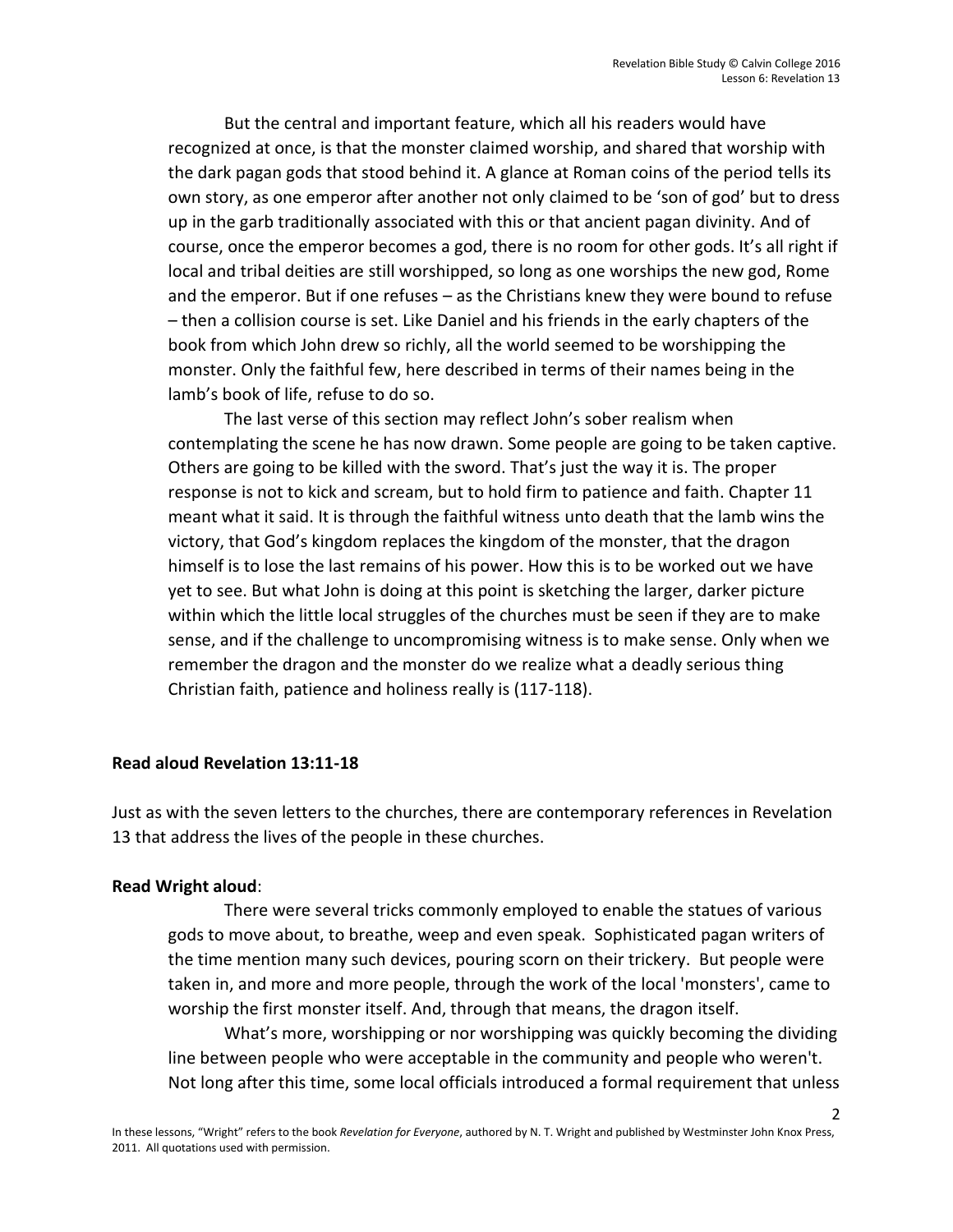But the central and important feature, which all his readers would have recognized at once, is that the monster claimed worship, and shared that worship with the dark pagan gods that stood behind it. A glance at Roman coins of the period tells its own story, as one emperor after another not only claimed to be 'son of god' but to dress up in the garb traditionally associated with this or that ancient pagan divinity. And of course, once the emperor becomes a god, there is no room for other gods. It's all right if local and tribal deities are still worshipped, so long as one worships the new god, Rome and the emperor. But if one refuses – as the Christians knew they were bound to refuse – then a collision course is set. Like Daniel and his friends in the early chapters of the book from which John drew so richly, all the world seemed to be worshipping the monster. Only the faithful few, here described in terms of their names being in the lamb's book of life, refuse to do so.

The last verse of this section may reflect John's sober realism when contemplating the scene he has now drawn. Some people are going to be taken captive. Others are going to be killed with the sword. That's just the way it is. The proper response is not to kick and scream, but to hold firm to patience and faith. Chapter 11 meant what it said. It is through the faithful witness unto death that the lamb wins the victory, that God's kingdom replaces the kingdom of the monster, that the dragon himself is to lose the last remains of his power. How this is to be worked out we have yet to see. But what John is doing at this point is sketching the larger, darker picture within which the little local struggles of the churches must be seen if they are to make sense, and if the challenge to uncompromising witness is to make sense. Only when we remember the dragon and the monster do we realize what a deadly serious thing Christian faith, patience and holiness really is (117-118).

**Read aloud Revelation 13:11-18**

Just as with the seven letters to the churches, there are contemporary references in Revelation 13 that address the lives of the people in these churches.

**Read Wright aloud**:

There were several tricks commonly employed to enable the statues of various gods to move about, to breathe, weep and even speak. Sophisticated pagan writers of the time mention many such devices, pouring scorn on their trickery. But people were taken in, and more and more people, through the work of the local 'monsters', came to worship the first monster itself. And, through that means, the dragon itself.

What's more, worshipping or nor worshipping was quickly becoming the dividing line between people who were acceptable in the community and people who weren't. Not long after this time, some local officials introduced a formal requirement that unless

In these lessons, "Wright" refers to the book *Revelation for Everyone*, authored by N. T. Wright and published by Westminster John Knox Press, 2011. All quotations used with permission.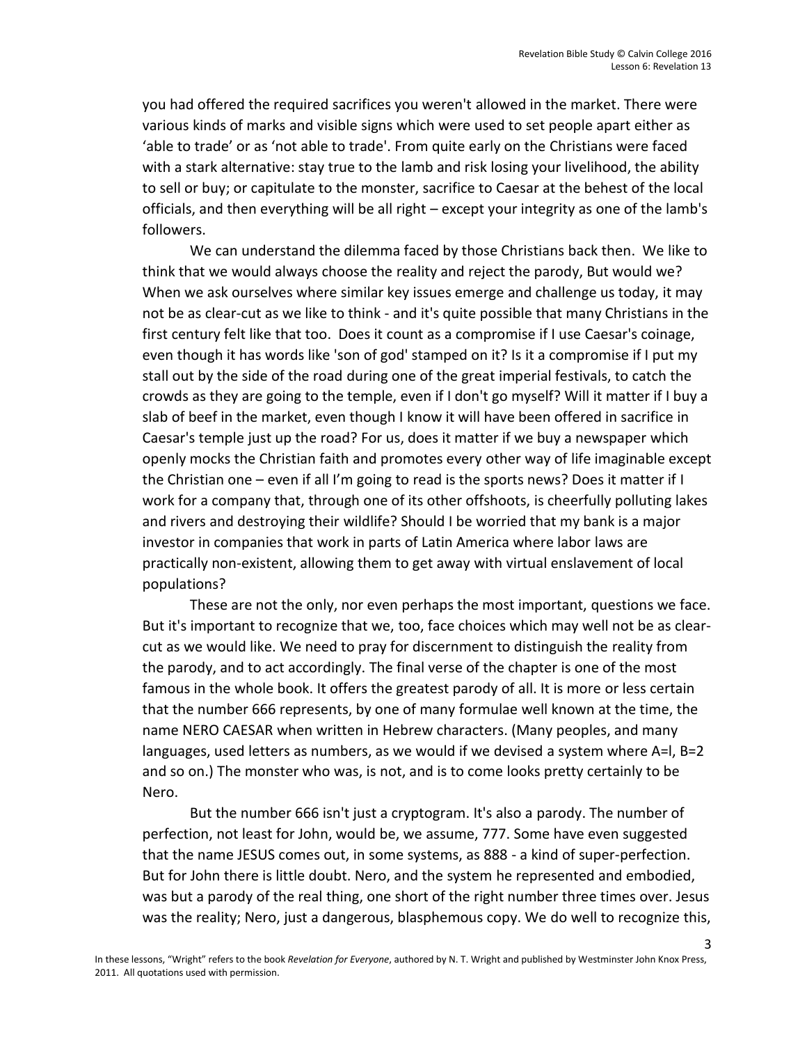you had offered the required sacrifices you weren't allowed in the market. There were various kinds of marks and visible signs which were used to set people apart either as 'able to trade' or as 'not able to trade'. From quite early on the Christians were faced with a stark alternative: stay true to the lamb and risk losing your livelihood, the ability to sell or buy; or capitulate to the monster, sacrifice to Caesar at the behest of the local officials, and then everything will be all right – except your integrity as one of the lamb's followers.

We can understand the dilemma faced by those Christians back then. We like to think that we would always choose the reality and reject the parody, But would we? When we ask ourselves where similar key issues emerge and challenge us today, it may not be as clear-cut as we like to think - and it's quite possible that many Christians in the first century felt like that too. Does it count as a compromise if I use Caesar's coinage, even though it has words like 'son of god' stamped on it? Is it a compromise if I put my stall out by the side of the road during one of the great imperial festivals, to catch the crowds as they are going to the temple, even if I don't go myself? Will it matter if I buy a slab of beef in the market, even though I know it will have been offered in sacrifice in Caesar's temple just up the road? For us, does it matter if we buy a newspaper which openly mocks the Christian faith and promotes every other way of life imaginable except the Christian one – even if all I'm going to read is the sports news? Does it matter if I work for a company that, through one of its other offshoots, is cheerfully polluting lakes and rivers and destroying their wildlife? Should I be worried that my bank is a major investor in companies that work in parts of Latin America where labor laws are practically non-existent, allowing them to get away with virtual enslavement of local populations?

These are not the only, nor even perhaps the most important, questions we face. But it's important to recognize that we, too, face choices which may well not be as clear-cut as we would like. We need to pray for discernment to distinguish the reality from the parody, and to act accordingly. The final verse of the chapter is one of the most famous in the whole book. It offers the greatest parody of all. It is more or less certain that the number 666 represents, by one of many formulae well known at the time, the name NERO CAESAR when written in Hebrew characters. (Many peoples, and many languages, used letters as numbers, as we would if we devised a system where A=l, B=2 and so on.) The monster who was, is not, and is to come looks pretty certainly to be Nero.

But the number 666 isn't just a cryptogram. It's also a parody. The number of perfection, not least for John, would be, we assume, 777. Some have even suggested that the name JESUS comes out, in some systems, as 888 - a kind of super-perfection. But for John there is little doubt. Nero, and the system he represented and embodied, was but a parody of the real thing, one short of the right number three times over. Jesus was the reality; Nero, just a dangerous, blasphemous copy. We do well to recognize this,

In these lessons, "Wright" refers to the book *Revelation for Everyone*, authored by N. T. Wright and published by Westminster John Knox Press, 2011. All quotations used with permission.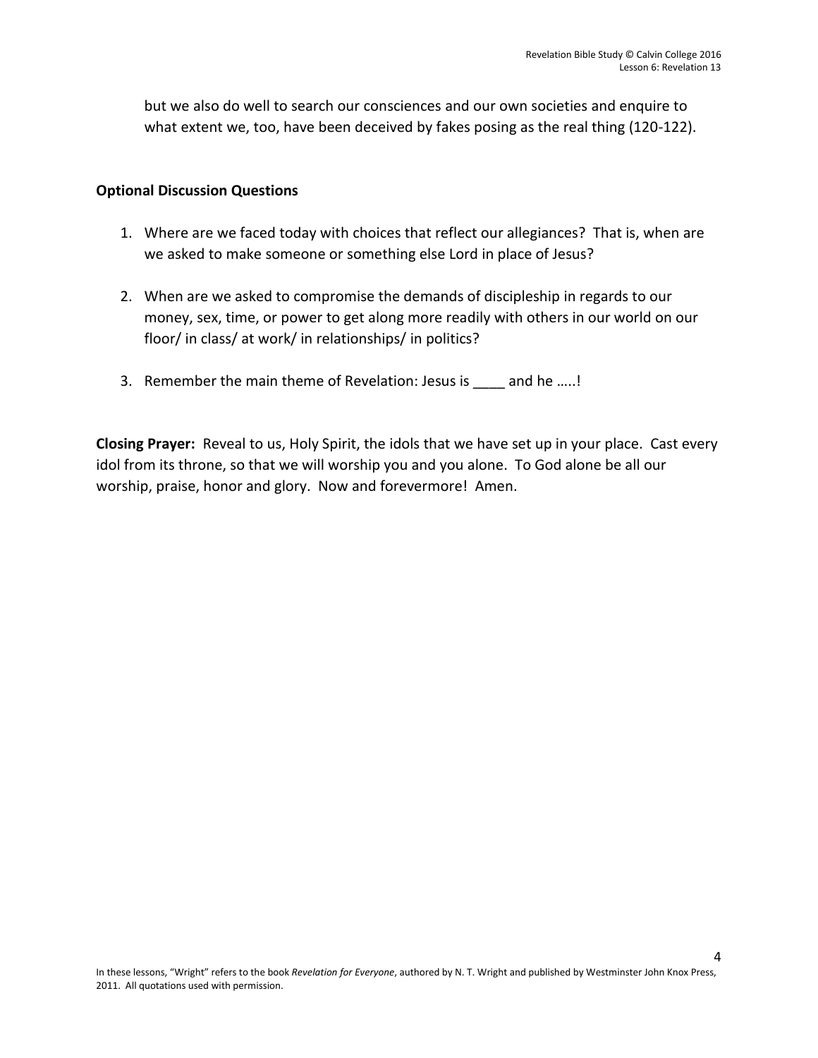but we also do well to search our consciences and our own societies and enquire to what extent we, too, have been deceived by fakes posing as the real thing (120-122).

**Optional Discussion Questions**

1. Where are we faced today with choices that reflect our allegiances? That is, when are we asked to make someone or something else Lord in place of Jesus?

2. When are we asked to compromise the demands of discipleship in regards to our money, sex, time, or power to get along more readily with others in our world on our floor/ in class/ at work/ in relationships/ in politics?

3. Remember the main theme of Revelation: Jesus is ____ and he …..!

**Closing Prayer:** Reveal to us, Holy Spirit, the idols that we have set up in your place. Cast every idol from its throne, so that we will worship you and you alone. To God alone be all our worship, praise, honor and glory. Now and forevermore! Amen.